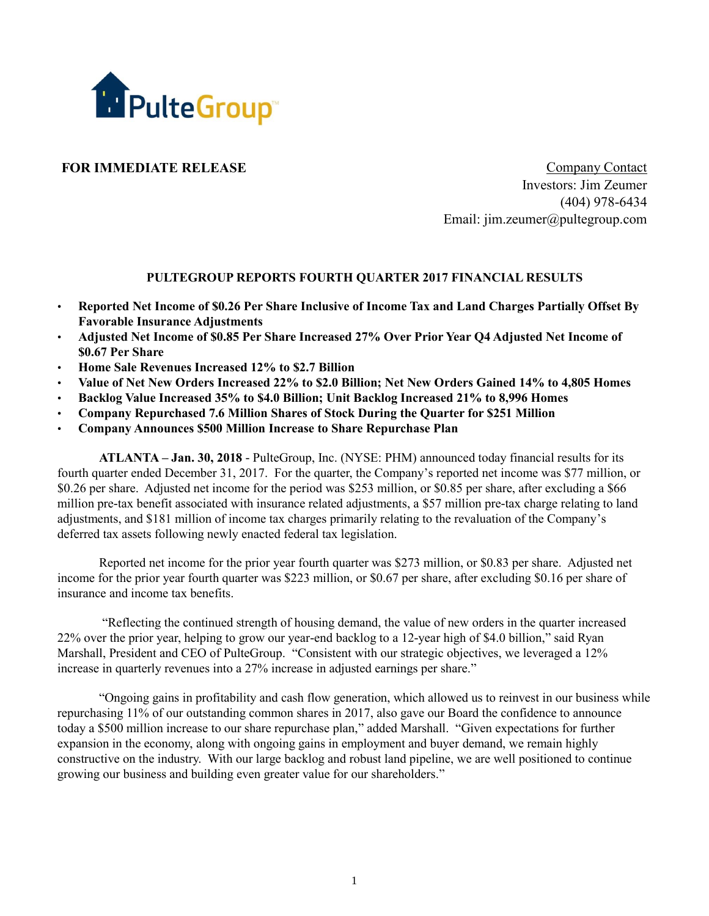**FOR IMMEDIATE RELEASE**

Company Contact
Investors: Jim Zeumer
(404) 978-6434
Email: jim.zeumer@pultegroup.com

# PULTEGROUP REPORTS FOURTH QUARTER 2017 FINANCIAL RESULTS

- **Reported Net Income of $0.26 Per Share Inclusive of Income Tax and Land Charges Partially Offset By Favorable Insurance Adjustments**
- **Adjusted Net Income of $0.85 Per Share Increased 27% Over Prior Year Q4 Adjusted Net Income of $0.67 Per Share**
- **Home Sale Revenues Increased 12% to $2.7 Billion**
- **Value of Net New Orders Increased 22% to $2.0 Billion; Net New Orders Gained 14% to 4,805 Homes**
- **Backlog Value Increased 35% to $4.0 Billion; Unit Backlog Increased 21% to 8,996 Homes**
- **Company Repurchased 7.6 Million Shares of Stock During the Quarter for $251 Million**
- **Company Announces $500 Million Increase to Share Repurchase Plan**

**ATLANTA – Jan. 30, 2018** - PulteGroup, Inc. (NYSE: PHM) announced today financial results for its fourth quarter ended December 31, 2017. For the quarter, the Company's reported net income was $77 million, or $0.26 per share. Adjusted net income for the period was $253 million, or $0.85 per share, after excluding a $66 million pre-tax benefit associated with insurance related adjustments, a $57 million pre-tax charge relating to land adjustments, and $181 million of income tax charges primarily relating to the revaluation of the Company's deferred tax assets following newly enacted federal tax legislation.

Reported net income for the prior year fourth quarter was $273 million, or $0.83 per share. Adjusted net income for the prior year fourth quarter was $223 million, or $0.67 per share, after excluding $0.16 per share of insurance and income tax benefits.

"Reflecting the continued strength of housing demand, the value of new orders in the quarter increased 22% over the prior year, helping to grow our year-end backlog to a 12-year high of $4.0 billion," said Ryan Marshall, President and CEO of PulteGroup. "Consistent with our strategic objectives, we leveraged a 12% increase in quarterly revenues into a 27% increase in adjusted earnings per share."

"Ongoing gains in profitability and cash flow generation, which allowed us to reinvest in our business while repurchasing 11% of our outstanding common shares in 2017, also gave our Board the confidence to announce today a $500 million increase to our share repurchase plan," added Marshall. "Given expectations for further expansion in the economy, along with ongoing gains in employment and buyer demand, we remain highly constructive on the industry. With our large backlog and robust land pipeline, we are well positioned to continue growing our business and building even greater value for our shareholders."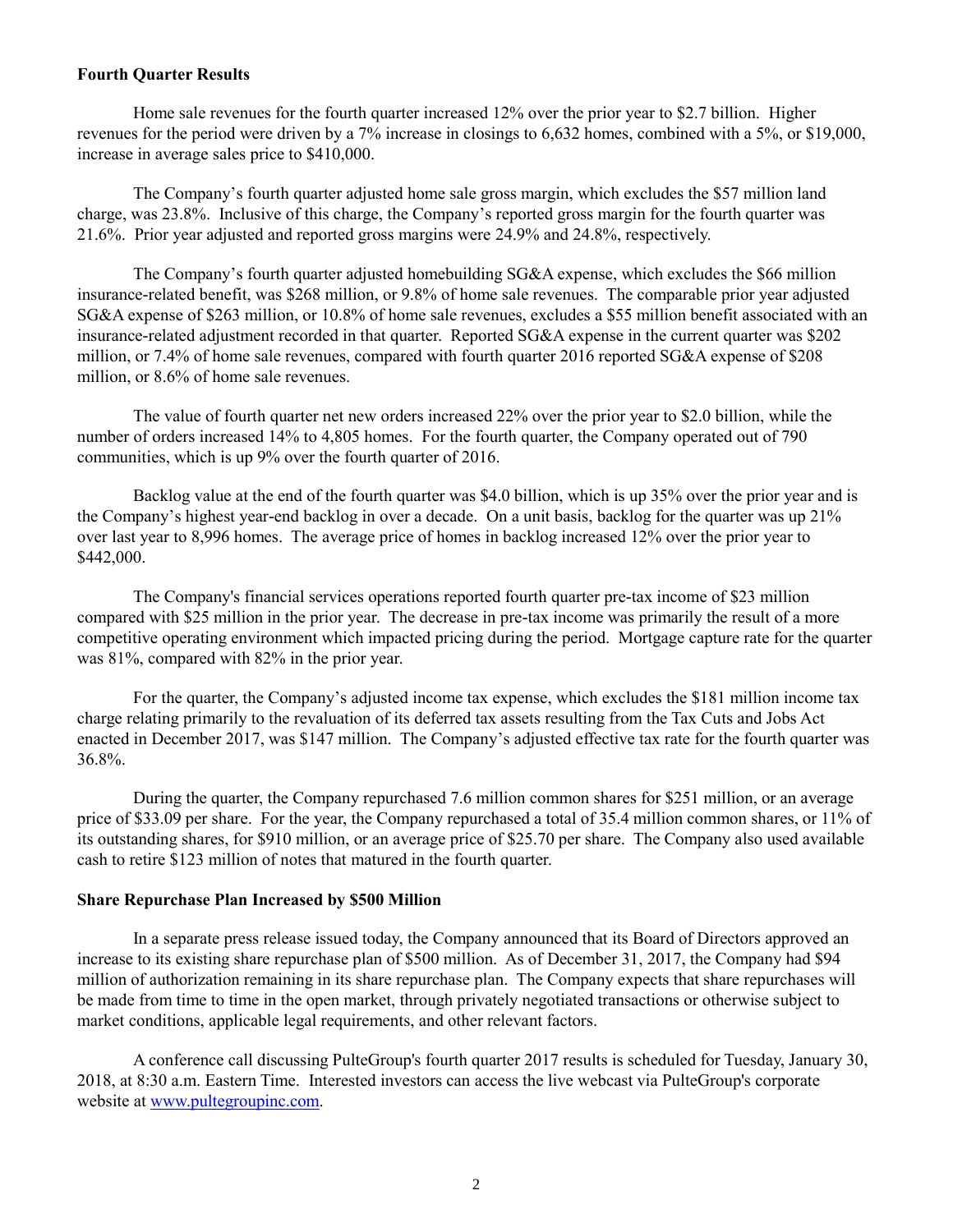**Fourth Quarter Results**

Home sale revenues for the fourth quarter increased 12% over the prior year to $2.7 billion. Higher revenues for the period were driven by a 7% increase in closings to 6,632 homes, combined with a 5%, or $19,000, increase in average sales price to $410,000.

The Company's fourth quarter adjusted home sale gross margin, which excludes the $57 million land charge, was 23.8%. Inclusive of this charge, the Company's reported gross margin for the fourth quarter was 21.6%. Prior year adjusted and reported gross margins were 24.9% and 24.8%, respectively.

The Company's fourth quarter adjusted homebuilding SG&A expense, which excludes the $66 million insurance-related benefit, was $268 million, or 9.8% of home sale revenues. The comparable prior year adjusted SG&A expense of $263 million, or 10.8% of home sale revenues, excludes a $55 million benefit associated with an insurance-related adjustment recorded in that quarter. Reported SG&A expense in the current quarter was $202 million, or 7.4% of home sale revenues, compared with fourth quarter 2016 reported SG&A expense of $208 million, or 8.6% of home sale revenues.

The value of fourth quarter net new orders increased 22% over the prior year to $2.0 billion, while the number of orders increased 14% to 4,805 homes. For the fourth quarter, the Company operated out of 790 communities, which is up 9% over the fourth quarter of 2016.

Backlog value at the end of the fourth quarter was $4.0 billion, which is up 35% over the prior year and is the Company's highest year-end backlog in over a decade. On a unit basis, backlog for the quarter was up 21% over last year to 8,996 homes. The average price of homes in backlog increased 12% over the prior year to $442,000.

The Company's financial services operations reported fourth quarter pre-tax income of $23 million compared with $25 million in the prior year. The decrease in pre-tax income was primarily the result of a more competitive operating environment which impacted pricing during the period. Mortgage capture rate for the quarter was 81%, compared with 82% in the prior year.

For the quarter, the Company's adjusted income tax expense, which excludes the $181 million income tax charge relating primarily to the revaluation of its deferred tax assets resulting from the Tax Cuts and Jobs Act enacted in December 2017, was $147 million. The Company's adjusted effective tax rate for the fourth quarter was 36.8%.

During the quarter, the Company repurchased 7.6 million common shares for $251 million, or an average price of $33.09 per share. For the year, the Company repurchased a total of 35.4 million common shares, or 11% of its outstanding shares, for $910 million, or an average price of $25.70 per share. The Company also used available cash to retire $123 million of notes that matured in the fourth quarter.

**Share Repurchase Plan Increased by $500 Million**

In a separate press release issued today, the Company announced that its Board of Directors approved an increase to its existing share repurchase plan of $500 million. As of December 31, 2017, the Company had $94 million of authorization remaining in its share repurchase plan. The Company expects that share repurchases will be made from time to time in the open market, through privately negotiated transactions or otherwise subject to market conditions, applicable legal requirements, and other relevant factors.

A conference call discussing PulteGroup's fourth quarter 2017 results is scheduled for Tuesday, January 30, 2018, at 8:30 a.m. Eastern Time. Interested investors can access the live webcast via PulteGroup's corporate website at [www.pultegroupinc.com](http://www.pultegroupinc.com).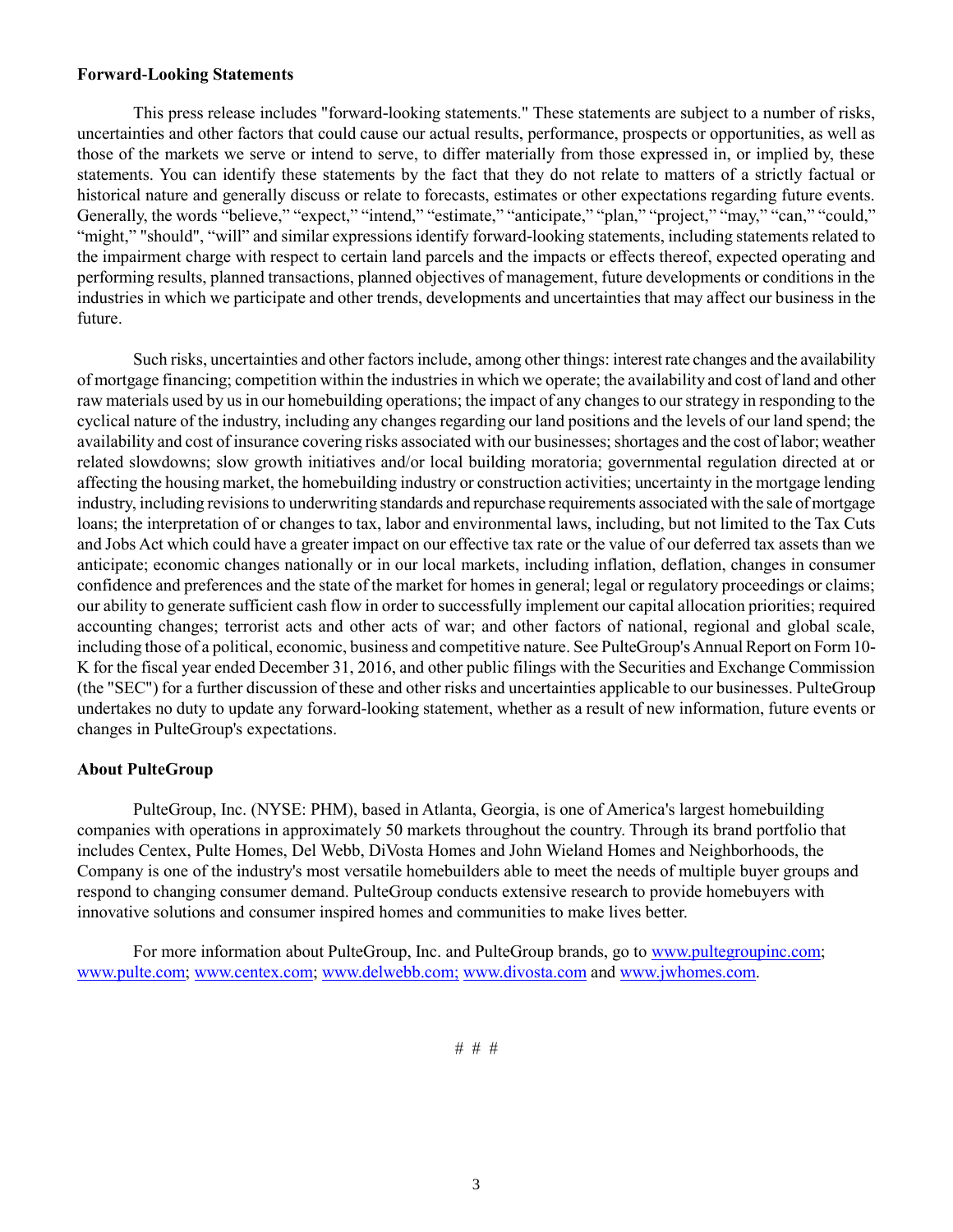**Forward-Looking Statements**

This press release includes "forward-looking statements." These statements are subject to a number of risks, uncertainties and other factors that could cause our actual results, performance, prospects or opportunities, as well as those of the markets we serve or intend to serve, to differ materially from those expressed in, or implied by, these statements. You can identify these statements by the fact that they do not relate to matters of a strictly factual or historical nature and generally discuss or relate to forecasts, estimates or other expectations regarding future events. Generally, the words "believe," "expect," "intend," "estimate," "anticipate," "plan," "project," "may," "can," "could," "might," "should", "will" and similar expressions identify forward-looking statements, including statements related to the impairment charge with respect to certain land parcels and the impacts or effects thereof, expected operating and performing results, planned transactions, planned objectives of management, future developments or conditions in the industries in which we participate and other trends, developments and uncertainties that may affect our business in the future.

Such risks, uncertainties and other factors include, among other things: interest rate changes and the availability of mortgage financing; competition within the industries in which we operate; the availability and cost of land and other raw materials used by us in our homebuilding operations; the impact of any changes to our strategy in responding to the cyclical nature of the industry, including any changes regarding our land positions and the levels of our land spend; the availability and cost of insurance covering risks associated with our businesses; shortages and the cost of labor; weather related slowdowns; slow growth initiatives and/or local building moratoria; governmental regulation directed at or affecting the housing market, the homebuilding industry or construction activities; uncertainty in the mortgage lending industry, including revisions to underwriting standards and repurchase requirements associated with the sale of mortgage loans; the interpretation of or changes to tax, labor and environmental laws, including, but not limited to the Tax Cuts and Jobs Act which could have a greater impact on our effective tax rate or the value of our deferred tax assets than we anticipate; economic changes nationally or in our local markets, including inflation, deflation, changes in consumer confidence and preferences and the state of the market for homes in general; legal or regulatory proceedings or claims; our ability to generate sufficient cash flow in order to successfully implement our capital allocation priorities; required accounting changes; terrorist acts and other acts of war; and other factors of national, regional and global scale, including those of a political, economic, business and competitive nature. See PulteGroup's Annual Report on Form 10-K for the fiscal year ended December 31, 2016, and other public filings with the Securities and Exchange Commission (the "SEC") for a further discussion of these and other risks and uncertainties applicable to our businesses. PulteGroup undertakes no duty to update any forward-looking statement, whether as a result of new information, future events or changes in PulteGroup's expectations.

**About PulteGroup**

PulteGroup, Inc. (NYSE: PHM), based in Atlanta, Georgia, is one of America's largest homebuilding companies with operations in approximately 50 markets throughout the country. Through its brand portfolio that includes Centex, Pulte Homes, Del Webb, DiVosta Homes and John Wieland Homes and Neighborhoods, the Company is one of the industry's most versatile homebuilders able to meet the needs of multiple buyer groups and respond to changing consumer demand. PulteGroup conducts extensive research to provide homebuyers with innovative solutions and consumer inspired homes and communities to make lives better.

For more information about PulteGroup, Inc. and PulteGroup brands, go to www.pultegroupinc.com; www.pulte.com; www.centex.com; www.delwebb.com; www.divosta.com and www.jwhomes.com.

# # #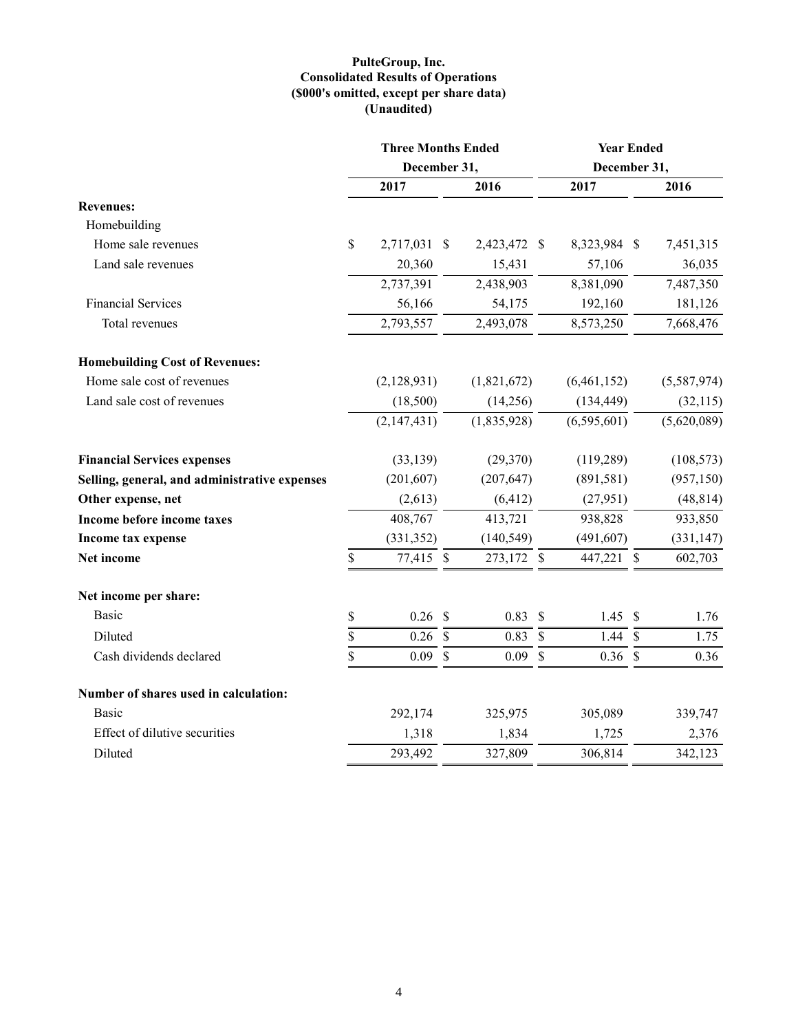**PulteGroup, Inc.**
**Consolidated Results of Operations**
**($000's omitted, except per share data)**
**(Unaudited)**

| | Three Months Ended December 31, | | Year Ended December 31, | |
|---|---|---|---|---|
| | 2017 | 2016 | 2017 | 2016 |
| **Revenues:** | | | | |
| Homebuilding | | | | |
| Home sale revenues | $ 2,717,031 | $ 2,423,472 | $ 8,323,984 | $ 7,451,315 |
| Land sale revenues | 20,360 | 15,431 | 57,106 | 36,035 |
| | 2,737,391 | 2,438,903 | 8,381,090 | 7,487,350 |
| Financial Services | 56,166 | 54,175 | 192,160 | 181,126 |
| Total revenues | 2,793,557 | 2,493,078 | 8,573,250 | 7,668,476 |
| **Homebuilding Cost of Revenues:** | | | | |
| Home sale cost of revenues | (2,128,931) | (1,821,672) | (6,461,152) | (5,587,974) |
| Land sale cost of revenues | (18,500) | (14,256) | (134,449) | (32,115) |
| | (2,147,431) | (1,835,928) | (6,595,601) | (5,620,089) |
| **Financial Services expenses** | (33,139) | (29,370) | (119,289) | (108,573) |
| **Selling, general, and administrative expenses** | (201,607) | (207,647) | (891,581) | (957,150) |
| **Other expense, net** | (2,613) | (6,412) | (27,951) | (48,814) |
| **Income before income taxes** | 408,767 | 413,721 | 938,828 | 933,850 |
| **Income tax expense** | (331,352) | (140,549) | (491,607) | (331,147) |
| **Net income** | $ 77,415 | $ 273,172 | $ 447,221 | $ 602,703 |
| **Net income per share:** | | | | |
| Basic | $ 0.26 | $ 0.83 | $ 1.45 | $ 1.76 |
| Diluted | $ 0.26 | $ 0.83 | $ 1.44 | $ 1.75 |
| Cash dividends declared | $ 0.09 | $ 0.09 | $ 0.36 | $ 0.36 |
| **Number of shares used in calculation:** | | | | |
| Basic | 292,174 | 325,975 | 305,089 | 339,747 |
| Effect of dilutive securities | 1,318 | 1,834 | 1,725 | 2,376 |
| Diluted | 293,492 | 327,809 | 306,814 | 342,123 |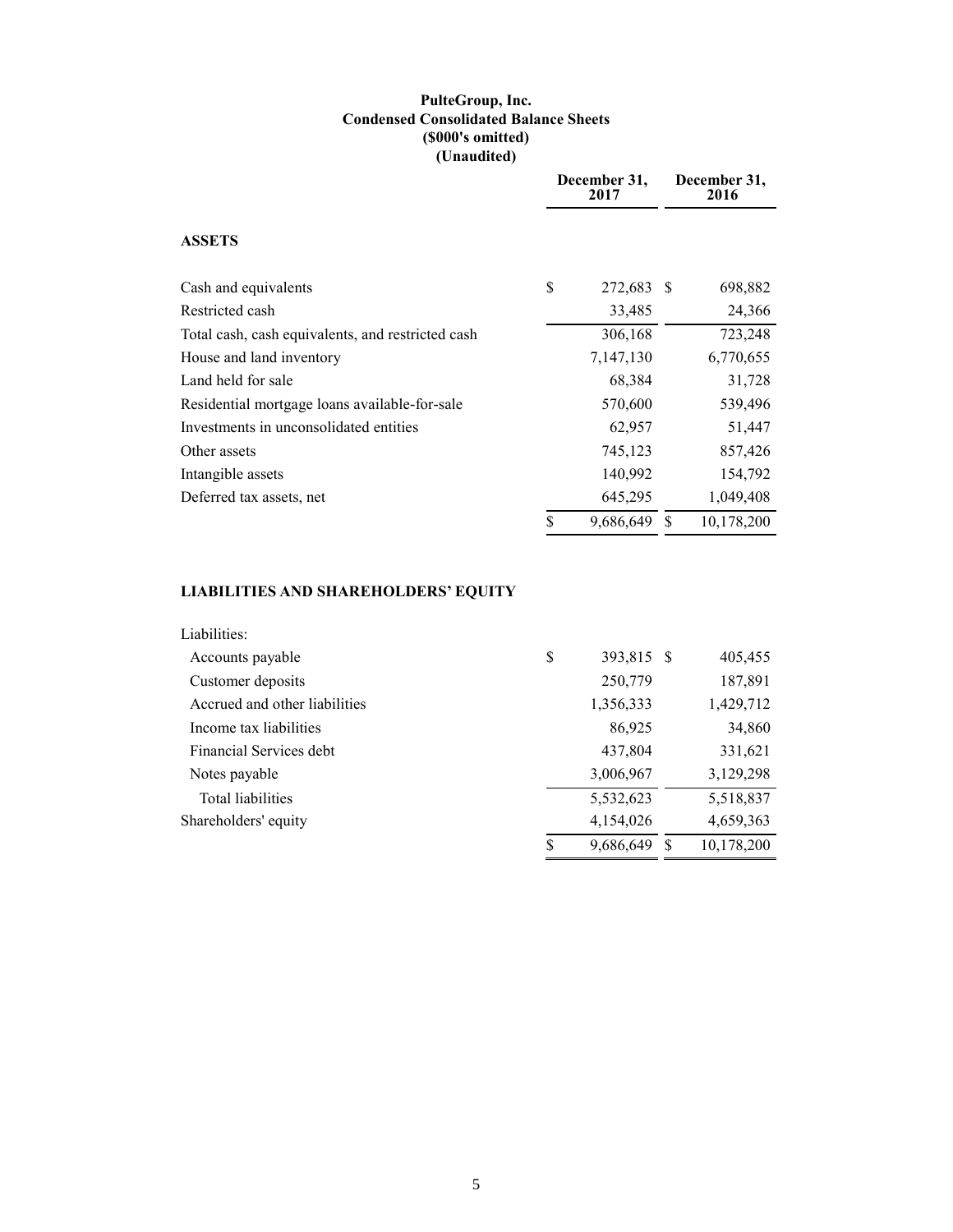**PulteGroup, Inc.**
**Condensed Consolidated Balance Sheets**
**($000's omitted)**
**(Unaudited)**

| | December 31, 2017 | December 31, 2016 |
|---|---|---|
| **ASSETS** | | |
| Cash and equivalents | $ 272,683 | $ 698,882 |
| Restricted cash | 33,485 | 24,366 |
| Total cash, cash equivalents, and restricted cash | 306,168 | 723,248 |
| House and land inventory | 7,147,130 | 6,770,655 |
| Land held for sale | 68,384 | 31,728 |
| Residential mortgage loans available-for-sale | 570,600 | 539,496 |
| Investments in unconsolidated entities | 62,957 | 51,447 |
| Other assets | 745,123 | 857,426 |
| Intangible assets | 140,992 | 154,792 |
| Deferred tax assets, net | 645,295 | 1,049,408 |
| | $ 9,686,649 | $ 10,178,200 |
| **LIABILITIES AND SHAREHOLDERS' EQUITY** | | |
| Liabilities: | | |
| Accounts payable | $ 393,815 | $ 405,455 |
| Customer deposits | 250,779 | 187,891 |
| Accrued and other liabilities | 1,356,333 | 1,429,712 |
| Income tax liabilities | 86,925 | 34,860 |
| Financial Services debt | 437,804 | 331,621 |
| Notes payable | 3,006,967 | 3,129,298 |
| Total liabilities | 5,532,623 | 5,518,837 |
| Shareholders' equity | 4,154,026 | 4,659,363 |
| | $ 9,686,649 | $ 10,178,200 |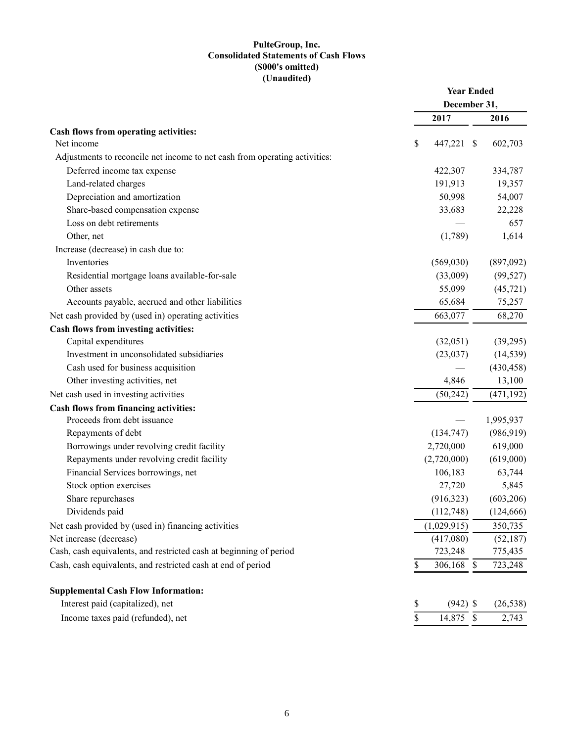**PulteGroup, Inc.**
**Consolidated Statements of Cash Flows**
**($000's omitted)**
**(Unaudited)**

| | Year Ended December 31, | |
|---|---|---|
| | 2017 | 2016 |
| **Cash flows from operating activities:** | | |
| Net income | $ 447,221 | $ 602,703 |
| Adjustments to reconcile net income to net cash from operating activities: | | |
| Deferred income tax expense | 422,307 | 334,787 |
| Land-related charges | 191,913 | 19,357 |
| Depreciation and amortization | 50,998 | 54,007 |
| Share-based compensation expense | 33,683 | 22,228 |
| Loss on debt retirements | — | 657 |
| Other, net | (1,789) | 1,614 |
| Increase (decrease) in cash due to: | | |
| Inventories | (569,030) | (897,092) |
| Residential mortgage loans available-for-sale | (33,009) | (99,527) |
| Other assets | 55,099 | (45,721) |
| Accounts payable, accrued and other liabilities | 65,684 | 75,257 |
| Net cash provided by (used in) operating activities | 663,077 | 68,270 |
| **Cash flows from investing activities:** | | |
| Capital expenditures | (32,051) | (39,295) |
| Investment in unconsolidated subsidiaries | (23,037) | (14,539) |
| Cash used for business acquisition | — | (430,458) |
| Other investing activities, net | 4,846 | 13,100 |
| Net cash used in investing activities | (50,242) | (471,192) |
| **Cash flows from financing activities:** | | |
| Proceeds from debt issuance | — | 1,995,937 |
| Repayments of debt | (134,747) | (986,919) |
| Borrowings under revolving credit facility | 2,720,000 | 619,000 |
| Repayments under revolving credit facility | (2,720,000) | (619,000) |
| Financial Services borrowings, net | 106,183 | 63,744 |
| Stock option exercises | 27,720 | 5,845 |
| Share repurchases | (916,323) | (603,206) |
| Dividends paid | (112,748) | (124,666) |
| Net cash provided by (used in) financing activities | (1,029,915) | 350,735 |
| Net increase (decrease) | (417,080) | (52,187) |
| Cash, cash equivalents, and restricted cash at beginning of period | 723,248 | 775,435 |
| Cash, cash equivalents, and restricted cash at end of period | $ 306,168 | $ 723,248 |
| | | |
| **Supplemental Cash Flow Information:** | | |
| Interest paid (capitalized), net | $ (942) | $ (26,538) |
| Income taxes paid (refunded), net | $ 14,875 | $ 2,743 |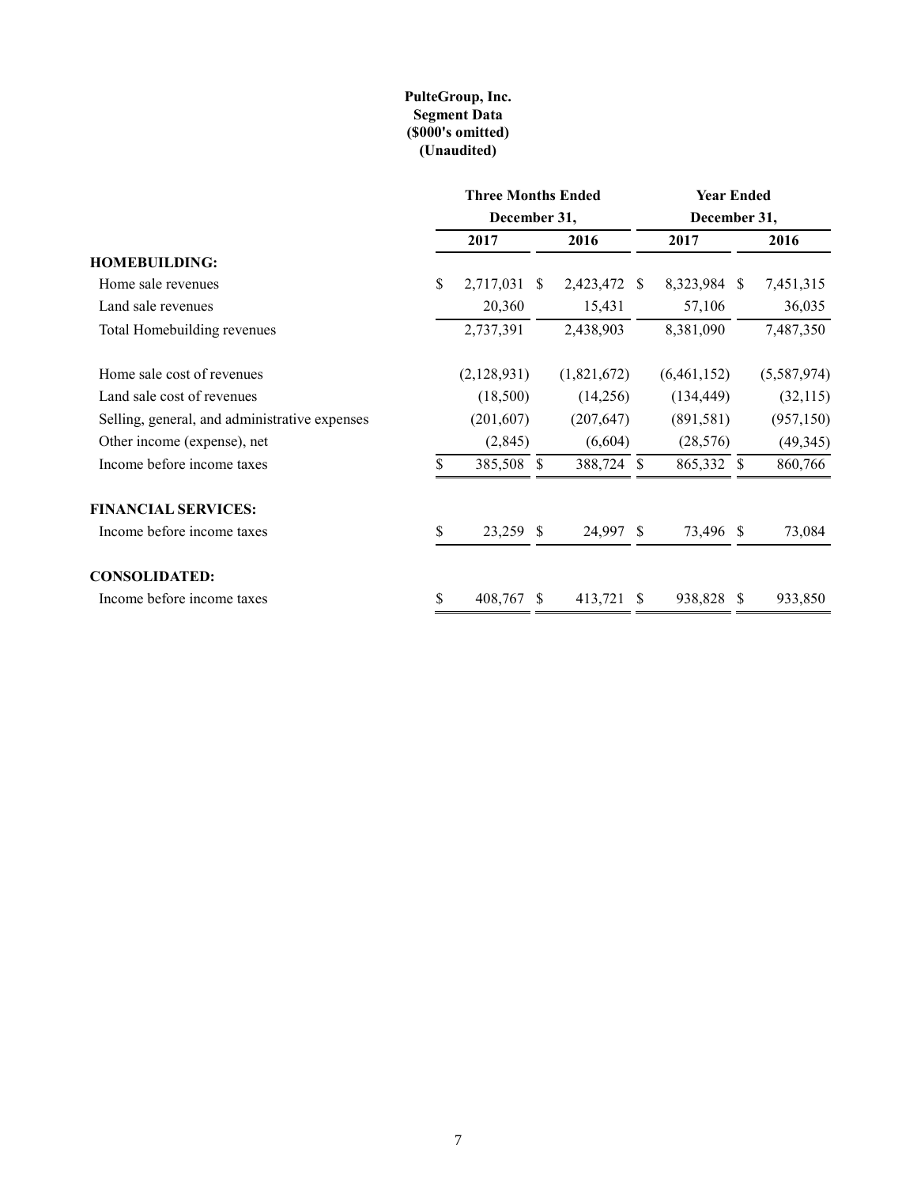**PulteGroup, Inc.**
**Segment Data**
**($000's omitted)**
**(Unaudited)**

| | Three Months Ended December 31, | | Year Ended December 31, | |
|---|---|---|---|---|
| | 2017 | 2016 | 2017 | 2016 |
| **HOMEBUILDING:** | | | | |
| Home sale revenues | $ 2,717,031 | $ 2,423,472 | $ 8,323,984 | $ 7,451,315 |
| Land sale revenues | 20,360 | 15,431 | 57,106 | 36,035 |
| Total Homebuilding revenues | 2,737,391 | 2,438,903 | 8,381,090 | 7,487,350 |
| | | | | |
| Home sale cost of revenues | (2,128,931) | (1,821,672) | (6,461,152) | (5,587,974) |
| Land sale cost of revenues | (18,500) | (14,256) | (134,449) | (32,115) |
| Selling, general, and administrative expenses | (201,607) | (207,647) | (891,581) | (957,150) |
| Other income (expense), net | (2,845) | (6,604) | (28,576) | (49,345) |
| Income before income taxes | $ 385,508 | $ 388,724 | $ 865,332 | $ 860,766 |
| | | | | |
| **FINANCIAL SERVICES:** | | | | |
| Income before income taxes | $ 23,259 | $ 24,997 | $ 73,496 | $ 73,084 |
| | | | | |
| **CONSOLIDATED:** | | | | |
| Income before income taxes | $ 408,767 | $ 413,721 | $ 938,828 | $ 933,850 |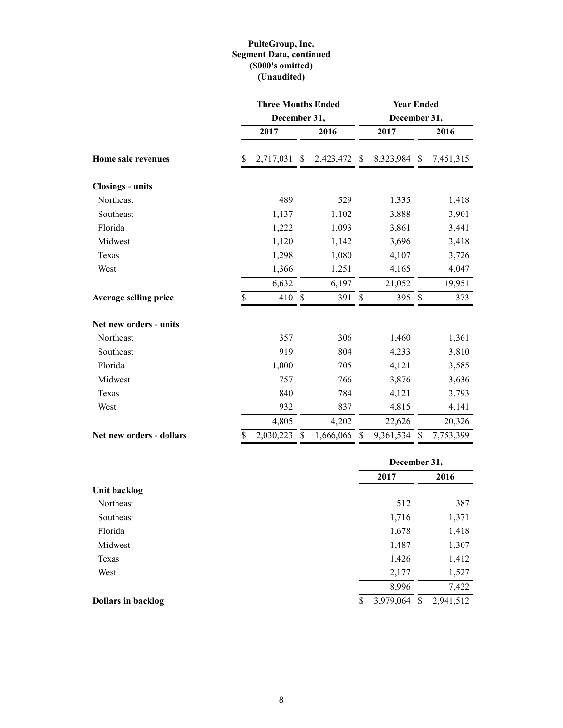# PulteGroup, Inc.
## Segment Data, continued
### ($000's omitted)
### (Unaudited)

| | Three Months Ended December 31, | | Year Ended December 31, | |
|---|---|---|---|---|
| | 2017 | 2016 | 2017 | 2016 |
| **Home sale revenues** | $ 2,717,031 | $ 2,423,472 | $ 8,323,984 | $ 7,451,315 |
| **Closings - units** | | | | |
| Northeast | 489 | 529 | 1,335 | 1,418 |
| Southeast | 1,137 | 1,102 | 3,888 | 3,901 |
| Florida | 1,222 | 1,093 | 3,861 | 3,441 |
| Midwest | 1,120 | 1,142 | 3,696 | 3,418 |
| Texas | 1,298 | 1,080 | 4,107 | 3,726 |
| West | 1,366 | 1,251 | 4,165 | 4,047 |
| | 6,632 | 6,197 | 21,052 | 19,951 |
| **Average selling price** | $ 410 | $ 391 | $ 395 | $ 373 |
| **Net new orders - units** | | | | |
| Northeast | 357 | 306 | 1,460 | 1,361 |
| Southeast | 919 | 804 | 4,233 | 3,810 |
| Florida | 1,000 | 705 | 4,121 | 3,585 |
| Midwest | 757 | 766 | 3,876 | 3,636 |
| Texas | 840 | 784 | 4,121 | 3,793 |
| West | 932 | 837 | 4,815 | 4,141 |
| | 4,805 | 4,202 | 22,626 | 20,326 |
| **Net new orders - dollars** | $ 2,030,223 | $ 1,666,066 | $ 9,361,534 | $ 7,753,399 |

| | December 31, | |
|---|---|---|
| | 2017 | 2016 |
| **Unit backlog** | | |
| Northeast | 512 | 387 |
| Southeast | 1,716 | 1,371 |
| Florida | 1,678 | 1,418 |
| Midwest | 1,487 | 1,307 |
| Texas | 1,426 | 1,412 |
| West | 2,177 | 1,527 |
| | 8,996 | 7,422 |
| **Dollars in backlog** | $ 3,979,064 | $ 2,941,512 |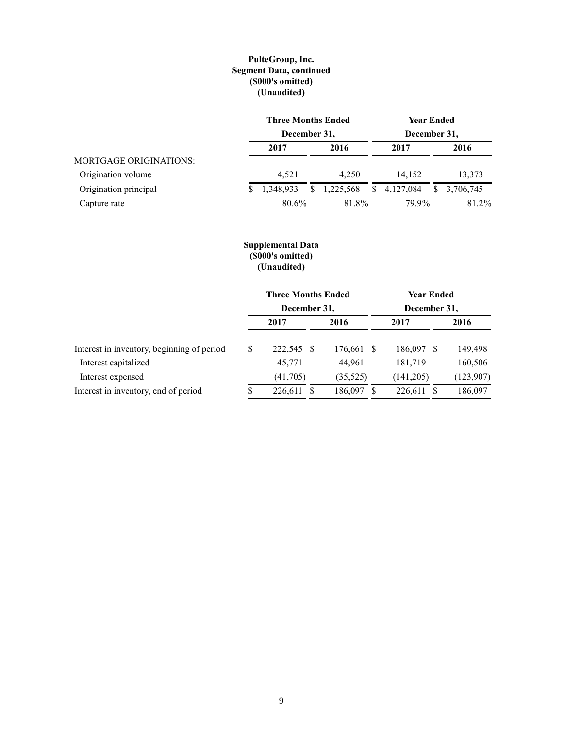**PulteGroup, Inc.**
**Segment Data, continued**
**($000's omitted)**
**(Unaudited)**

| | Three Months Ended December 31, | | Year Ended December 31, | |
|---|---|---|---|---|
| | 2017 | 2016 | 2017 | 2016 |
| MORTGAGE ORIGINATIONS: | | | | |
| Origination volume | 4,521 | 4,250 | 14,152 | 13,373 |
| Origination principal | $ 1,348,933 | $ 1,225,568 | $ 4,127,084 | $ 3,706,745 |
| Capture rate | 80.6% | 81.8% | 79.9% | 81.2% |

**Supplemental Data**
**($000's omitted)**
**(Unaudited)**

| | Three Months Ended December 31, | | Year Ended December 31, | |
|---|---|---|---|---|
| | 2017 | 2016 | 2017 | 2016 |
| Interest in inventory, beginning of period | $ 222,545 | $ 176,661 | $ 186,097 | $ 149,498 |
| Interest capitalized | 45,771 | 44,961 | 181,719 | 160,506 |
| Interest expensed | (41,705) | (35,525) | (141,205) | (123,907) |
| Interest in inventory, end of period | $ 226,611 | $ 186,097 | $ 226,611 | $ 186,097 |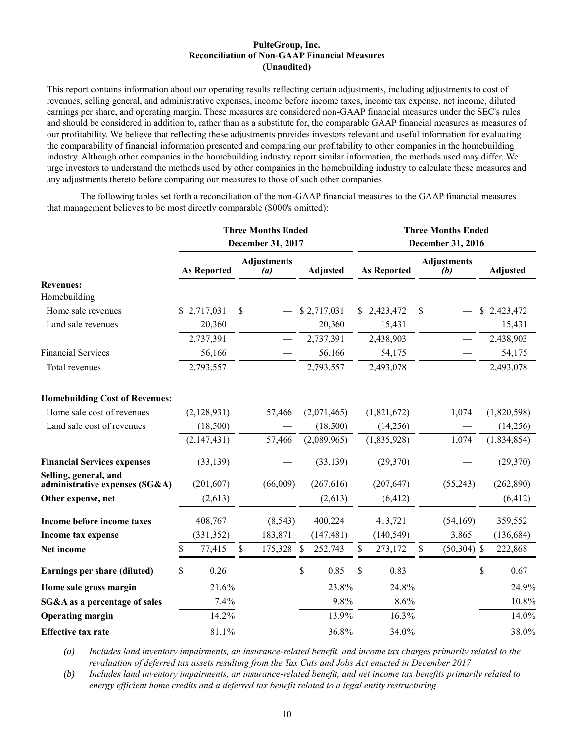**PulteGroup, Inc.**
**Reconciliation of Non-GAAP Financial Measures**
**(Unaudited)**

This report contains information about our operating results reflecting certain adjustments, including adjustments to cost of revenues, selling general, and administrative expenses, income before income taxes, income tax expense, net income, diluted earnings per share, and operating margin. These measures are considered non-GAAP financial measures under the SEC's rules and should be considered in addition to, rather than as a substitute for, the comparable GAAP financial measures as measures of our profitability. We believe that reflecting these adjustments provides investors relevant and useful information for evaluating the comparability of financial information presented and comparing our profitability to other companies in the homebuilding industry. Although other companies in the homebuilding industry report similar information, the methods used may differ. We urge investors to understand the methods used by other companies in the homebuilding industry to calculate these measures and any adjustments thereto before comparing our measures to those of such other companies.

The following tables set forth a reconciliation of the non-GAAP financial measures to the GAAP financial measures that management believes to be most directly comparable ($000's omitted):

| | Three Months Ended December 31, 2017 | | | Three Months Ended December 31, 2016 | | |
|---|---|---|---|---|---|---|
| | As Reported | Adjustments *(a)* | Adjusted | As Reported | Adjustments *(b)* | Adjusted |
| **Revenues:** | | | | | | |
| Homebuilding | | | | | | |
| Home sale revenues | $ 2,717,031 | $ — | $ 2,717,031 | $ 2,423,472 | $ — | $ 2,423,472 |
| Land sale revenues | 20,360 | — | 20,360 | 15,431 | — | 15,431 |
| | 2,737,391 | — | 2,737,391 | 2,438,903 | — | 2,438,903 |
| Financial Services | 56,166 | — | 56,166 | 54,175 | — | 54,175 |
| Total revenues | 2,793,557 | — | 2,793,557 | 2,493,078 | — | 2,493,078 |
| **Homebuilding Cost of Revenues:** | | | | | | |
| Home sale cost of revenues | (2,128,931) | 57,466 | (2,071,465) | (1,821,672) | 1,074 | (1,820,598) |
| Land sale cost of revenues | (18,500) | — | (18,500) | (14,256) | — | (14,256) |
| | (2,147,431) | 57,466 | (2,089,965) | (1,835,928) | 1,074 | (1,834,854) |
| **Financial Services expenses** | (33,139) | — | (33,139) | (29,370) | — | (29,370) |
| **Selling, general, and administrative expenses (SG&A)** | (201,607) | (66,009) | (267,616) | (207,647) | (55,243) | (262,890) |
| **Other expense, net** | (2,613) | — | (2,613) | (6,412) | — | (6,412) |
| **Income before income taxes** | 408,767 | (8,543) | 400,224 | 413,721 | (54,169) | 359,552 |
| **Income tax expense** | (331,352) | 183,871 | (147,481) | (140,549) | 3,865 | (136,684) |
| **Net income** | $ 77,415 | $ 175,328 | $ 252,743 | $ 273,172 | $ (50,304) | $ 222,868 |
| **Earnings per share (diluted)** | $ 0.26 | | $ 0.85 | $ 0.83 | | $ 0.67 |
| **Home sale gross margin** | 21.6% | | 23.8% | 24.8% | | 24.9% |
| **SG&A as a percentage of sales** | 7.4% | | 9.8% | 8.6% | | 10.8% |
| **Operating margin** | 14.2% | | 13.9% | 16.3% | | 14.0% |
| **Effective tax rate** | 81.1% | | 36.8% | 34.0% | | 38.0% |

*(a)* *Includes land inventory impairments, an insurance-related benefit, and income tax charges primarily related to the revaluation of deferred tax assets resulting from the Tax Cuts and Jobs Act enacted in December 2017*

*(b)* *Includes land inventory impairments, an insurance-related benefit, and net income tax benefits primarily related to energy efficient home credits and a deferred tax benefit related to a legal entity restructuring*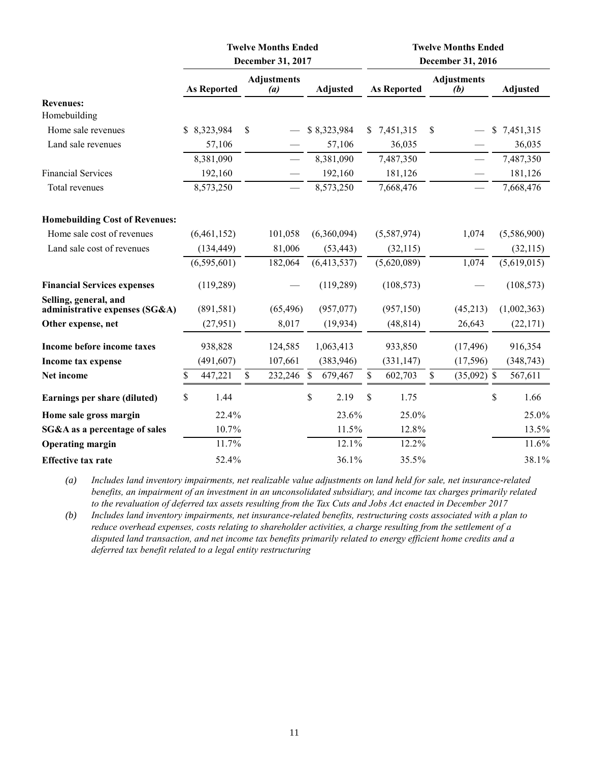| | Twelve Months Ended December 31, 2017 | | | Twelve Months Ended December 31, 2016 | | |
|---|---|---|---|---|---|---|
| | As Reported | Adjustments (a) | Adjusted | As Reported | Adjustments (b) | Adjusted |
| **Revenues:** | | | | | | |
| Homebuilding | | | | | | |
| Home sale revenues | $ 8,323,984 | $ — | $ 8,323,984 | $ 7,451,315 | $ — | $ 7,451,315 |
| Land sale revenues | 57,106 | — | 57,106 | 36,035 | — | 36,035 |
| | 8,381,090 | — | 8,381,090 | 7,487,350 | — | 7,487,350 |
| Financial Services | 192,160 | — | 192,160 | 181,126 | — | 181,126 |
| Total revenues | 8,573,250 | — | 8,573,250 | 7,668,476 | — | 7,668,476 |
| **Homebuilding Cost of Revenues:** | | | | | | |
| Home sale cost of revenues | (6,461,152) | 101,058 | (6,360,094) | (5,587,974) | 1,074 | (5,586,900) |
| Land sale cost of revenues | (134,449) | 81,006 | (53,443) | (32,115) | — | (32,115) |
| | (6,595,601) | 182,064 | (6,413,537) | (5,620,089) | 1,074 | (5,619,015) |
| **Financial Services expenses** | (119,289) | — | (119,289) | (108,573) | — | (108,573) |
| **Selling, general, and administrative expenses (SG&A)** | (891,581) | (65,496) | (957,077) | (957,150) | (45,213) | (1,002,363) |
| **Other expense, net** | (27,951) | 8,017 | (19,934) | (48,814) | 26,643 | (22,171) |
| **Income before income taxes** | 938,828 | 124,585 | 1,063,413 | 933,850 | (17,496) | 916,354 |
| **Income tax expense** | (491,607) | 107,661 | (383,946) | (331,147) | (17,596) | (348,743) |
| **Net income** | $ 447,221 | $ 232,246 | $ 679,467 | $ 602,703 | $ (35,092) | $ 567,611 |
| **Earnings per share (diluted)** | $ 1.44 | | $ 2.19 | $ 1.75 | | $ 1.66 |
| **Home sale gross margin** | 22.4% | | 23.6% | 25.0% | | 25.0% |
| **SG&A as a percentage of sales** | 10.7% | | 11.5% | 12.8% | | 13.5% |
| **Operating margin** | 11.7% | | 12.1% | 12.2% | | 11.6% |
| **Effective tax rate** | 52.4% | | 36.1% | 35.5% | | 38.1% |

*(a) Includes land inventory impairments, net realizable value adjustments on land held for sale, net insurance-related benefits, an impairment of an investment in an unconsolidated subsidiary, and income tax charges primarily related to the revaluation of deferred tax assets resulting from the Tax Cuts and Jobs Act enacted in December 2017*

*(b) Includes land inventory impairments, net insurance-related benefits, restructuring costs associated with a plan to reduce overhead expenses, costs relating to shareholder activities, a charge resulting from the settlement of a disputed land transaction, and net income tax benefits primarily related to energy efficient home credits and a deferred tax benefit related to a legal entity restructuring*